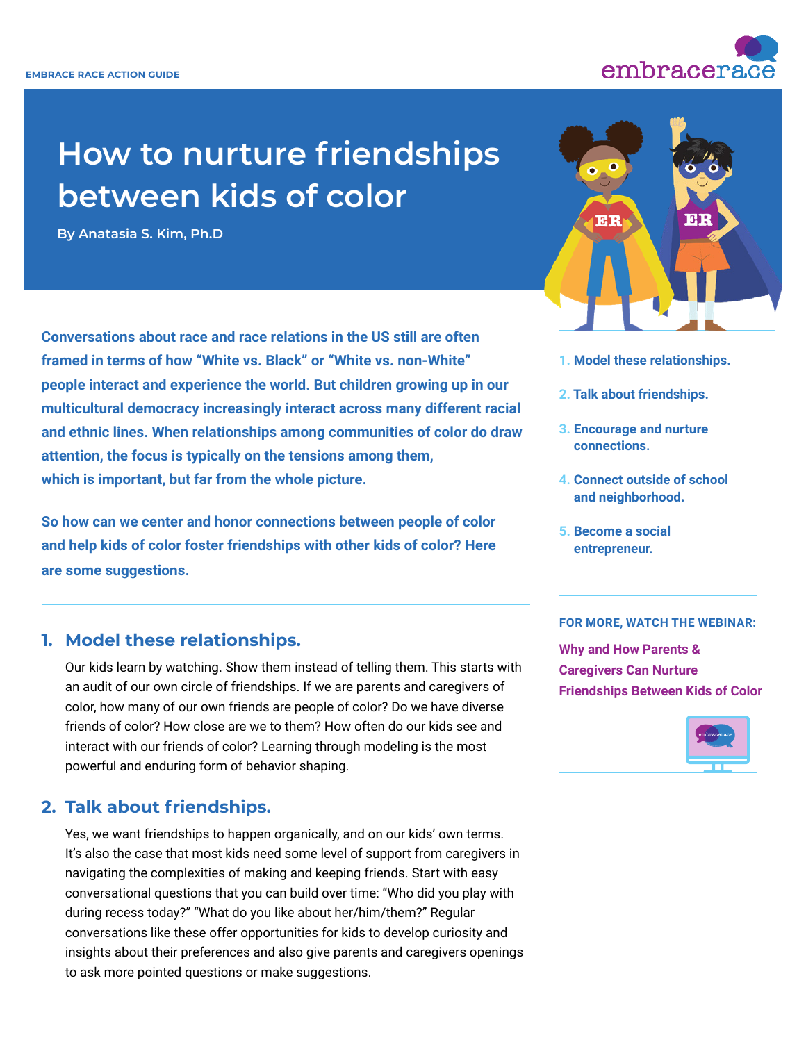EMBRACE RACE ACTION GUIDE

# How to nurture friendships between kids of color

**By Anatasia S. Kim, Ph.D**

**Conversations about race and race relations in the US still are often framed in terms of how "White vs. Black" or "White vs. non-White" people interact and experience the world. But children growing up in our multicultural democracy increasingly interact across many different racial and ethnic lines. When relationships among communities of color do draw attention, the focus is typically on the tensions among them, which is important, but far from the whole picture.**

**So how can we center and honor connections between people of color and help kids of color foster friendships with other kids of color? Here are some suggestions.**

1. **Model these relationships.**
2. **Talk about friendships.**
3. **Encourage and nurture connections.**
4. **Connect outside of school and neighborhood.**
5. **Become a social entrepreneur.**

**FOR MORE, WATCH THE WEBINAR:**

**Why and How Parents & Caregivers Can Nurture Friendships Between Kids of Color**

## 1. Model these relationships.

Our kids learn by watching. Show them instead of telling them. This starts with an audit of our own circle of friendships. If we are parents and caregivers of color, how many of our own friends are people of color? Do we have diverse friends of color? How close are we to them? How often do our kids see and interact with our friends of color? Learning through modeling is the most powerful and enduring form of behavior shaping.

## 2. Talk about friendships.

Yes, we want friendships to happen organically, and on our kids' own terms. It's also the case that most kids need some level of support from caregivers in navigating the complexities of making and keeping friends. Start with easy conversational questions that you can build over time: "Who did you play with during recess today?" "What do you like about her/him/them?" Regular conversations like these offer opportunities for kids to develop curiosity and insights about their preferences and also give parents and caregivers openings to ask more pointed questions or make suggestions.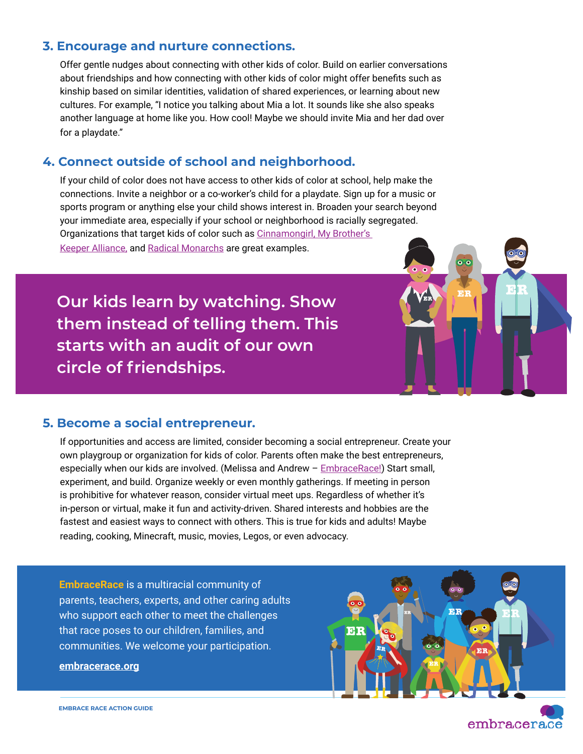### 3. Encourage and nurture connections.

Offer gentle nudges about connecting with other kids of color. Build on earlier conversations about friendships and how connecting with other kids of color might offer benefits such as kinship based on similar identities, validation of shared experiences, or learning about new cultures. For example, "I notice you talking about Mia a lot. It sounds like she also speaks another language at home like you. How cool! Maybe we should invite Mia and her dad over for a playdate."

### 4. Connect outside of school and neighborhood.

If your child of color does not have access to other kids of color at school, help make the connections. Invite a neighbor or a co-worker's child for a playdate. Sign up for a music or sports program or anything else your child shows interest in. Broaden your search beyond your immediate area, especially if your school or neighborhood is racially segregated. Organizations that target kids of color such as Cinnamongirl, My Brother's Keeper Alliance, and Radical Monarchs are great examples.

**Our kids learn by watching. Show them instead of telling them. This starts with an audit of our own circle of friendships.**

### 5. Become a social entrepreneur.

If opportunities and access are limited, consider becoming a social entrepreneur. Create your own playgroup or organization for kids of color. Parents often make the best entrepreneurs, especially when our kids are involved. (Melissa and Andrew – EmbraceRace!) Start small, experiment, and build. Organize weekly or even monthly gatherings. If meeting in person is prohibitive for whatever reason, consider virtual meet ups. Regardless of whether it's in-person or virtual, make it fun and activity-driven. Shared interests and hobbies are the fastest and easiest ways to connect with others. This is true for kids and adults! Maybe reading, cooking, Minecraft, music, movies, Legos, or even advocacy.

**EmbraceRace** is a multiracial community of parents, teachers, experts, and other caring adults who support each other to meet the challenges that race poses to our children, families, and communities. We welcome your participation.

**embracerace.org**